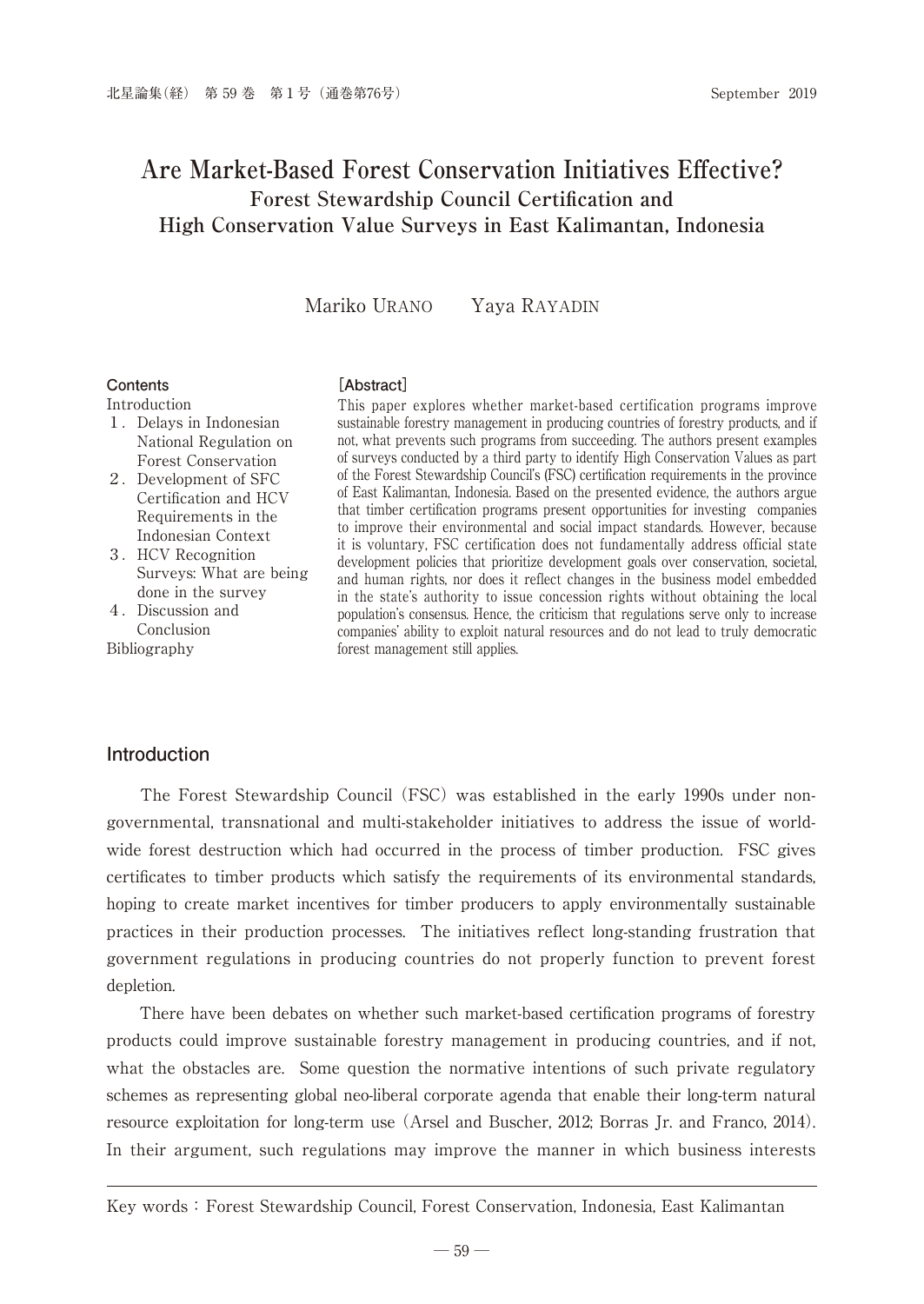# Are Market-Based Forest Conservation Initiatives Effective?

## Forest Stewardship Council Certification and High Conservation Value Surveys in East Kalimantan, Indonesia

Mariko URANO　　Yaya RAYADIN

**Contents**

Introduction

1. Delays in Indonesian National Regulation on Forest Conservation
2. Development of SFC Certification and HCV Requirements in the Indonesian Context
3. HCV Recognition Surveys: What are being done in the survey
4. Discussion and Conclusion

Bibliography

**[Abstract]**

This paper explores whether market-based certification programs improve sustainable forestry management in producing countries of forestry products, and if not, what prevents such programs from succeeding. The authors present examples of surveys conducted by a third party to identify High Conservation Values as part of the Forest Stewardship Council's (FSC) certification requirements in the province of East Kalimantan, Indonesia. Based on the presented evidence, the authors argue that timber certification programs present opportunities for investing companies to improve their environmental and social impact standards. However, because it is voluntary, FSC certification does not fundamentally address official state development policies that prioritize development goals over conservation, societal, and human rights, nor does it reflect changes in the business model embedded in the state's authority to issue concession rights without obtaining the local population's consensus. Hence, the criticism that regulations serve only to increase companies' ability to exploit natural resources and do not lead to truly democratic forest management still applies.

## Introduction

The Forest Stewardship Council (FSC) was established in the early 1990s under non-governmental, transnational and multi-stakeholder initiatives to address the issue of world-wide forest destruction which had occurred in the process of timber production. FSC gives certificates to timber products which satisfy the requirements of its environmental standards, hoping to create market incentives for timber producers to apply environmentally sustainable practices in their production processes. The initiatives reflect long-standing frustration that government regulations in producing countries do not properly function to prevent forest depletion.

There have been debates on whether such market-based certification programs of forestry products could improve sustainable forestry management in producing countries, and if not, what the obstacles are. Some question the normative intentions of such private regulatory schemes as representing global neo-liberal corporate agenda that enable their long-term natural resource exploitation for long-term use (Arsel and Buscher, 2012; Borras Jr. and Franco, 2014). In their argument, such regulations may improve the manner in which business interests

---

Key words: Forest Stewardship Council, Forest Conservation, Indonesia, East Kalimantan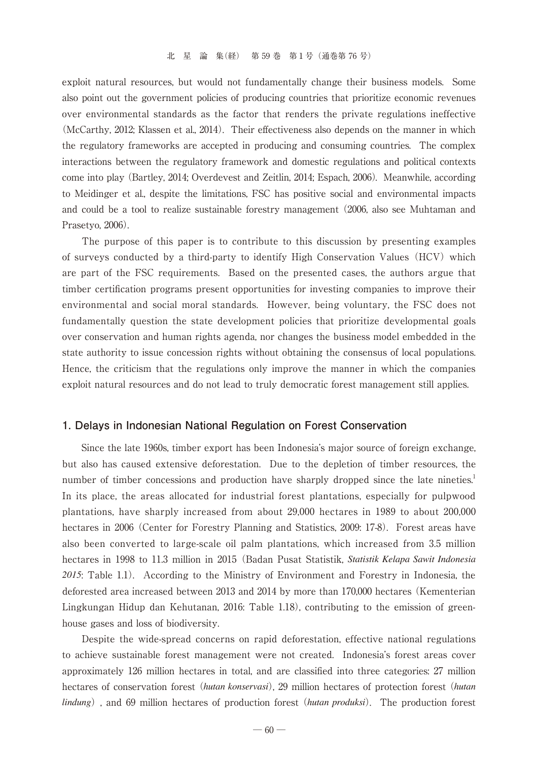exploit natural resources, but would not fundamentally change their business models. Some also point out the government policies of producing countries that prioritize economic revenues over environmental standards as the factor that renders the private regulations ineffective (McCarthy, 2012; Klassen et al., 2014). Their effectiveness also depends on the manner in which the regulatory frameworks are accepted in producing and consuming countries. The complex interactions between the regulatory framework and domestic regulations and political contexts come into play (Bartley, 2014; Overdevest and Zeitlin, 2014; Espach, 2006). Meanwhile, according to Meidinger et al., despite the limitations, FSC has positive social and environmental impacts and could be a tool to realize sustainable forestry management (2006, also see Muhtaman and Prasetyo, 2006).

The purpose of this paper is to contribute to this discussion by presenting examples of surveys conducted by a third-party to identify High Conservation Values (HCV) which are part of the FSC requirements. Based on the presented cases, the authors argue that timber certification programs present opportunities for investing companies to improve their environmental and social moral standards. However, being voluntary, the FSC does not fundamentally question the state development policies that prioritize developmental goals over conservation and human rights agenda, nor changes the business model embedded in the state authority to issue concession rights without obtaining the consensus of local populations. Hence, the criticism that the regulations only improve the manner in which the companies exploit natural resources and do not lead to truly democratic forest management still applies.

## 1. Delays in Indonesian National Regulation on Forest Conservation

Since the late 1960s, timber export has been Indonesia's major source of foreign exchange, but also has caused extensive deforestation. Due to the depletion of timber resources, the number of timber concessions and production have sharply dropped since the late nineties.[1] In its place, the areas allocated for industrial forest plantations, especially for pulpwood plantations, have sharply increased from about 29,000 hectares in 1989 to about 200,000 hectares in 2006 (Center for Forestry Planning and Statistics, 2009: 17-8). Forest areas have also been converted to large-scale oil palm plantations, which increased from 3.5 million hectares in 1998 to 11.3 million in 2015 (Badan Pusat Statistik, ***Statistik Kelapa Sawit Indonesia 2015***: Table 1.1). According to the Ministry of Environment and Forestry in Indonesia, the deforested area increased between 2013 and 2014 by more than 170,000 hectares (Kementerian Lingkungan Hidup dan Kehutanan, 2016: Table 1.18), contributing to the emission of greenhouse gases and loss of biodiversity.

Despite the wide-spread concerns on rapid deforestation, effective national regulations to achieve sustainable forest management were not created. Indonesia's forest areas cover approximately 126 million hectares in total, and are classified into three categories: 27 million hectares of conservation forest (*hutan konservasi*), 29 million hectares of protection forest (*hutan lindung*), and 69 million hectares of production forest (*hutan produksi*). The production forest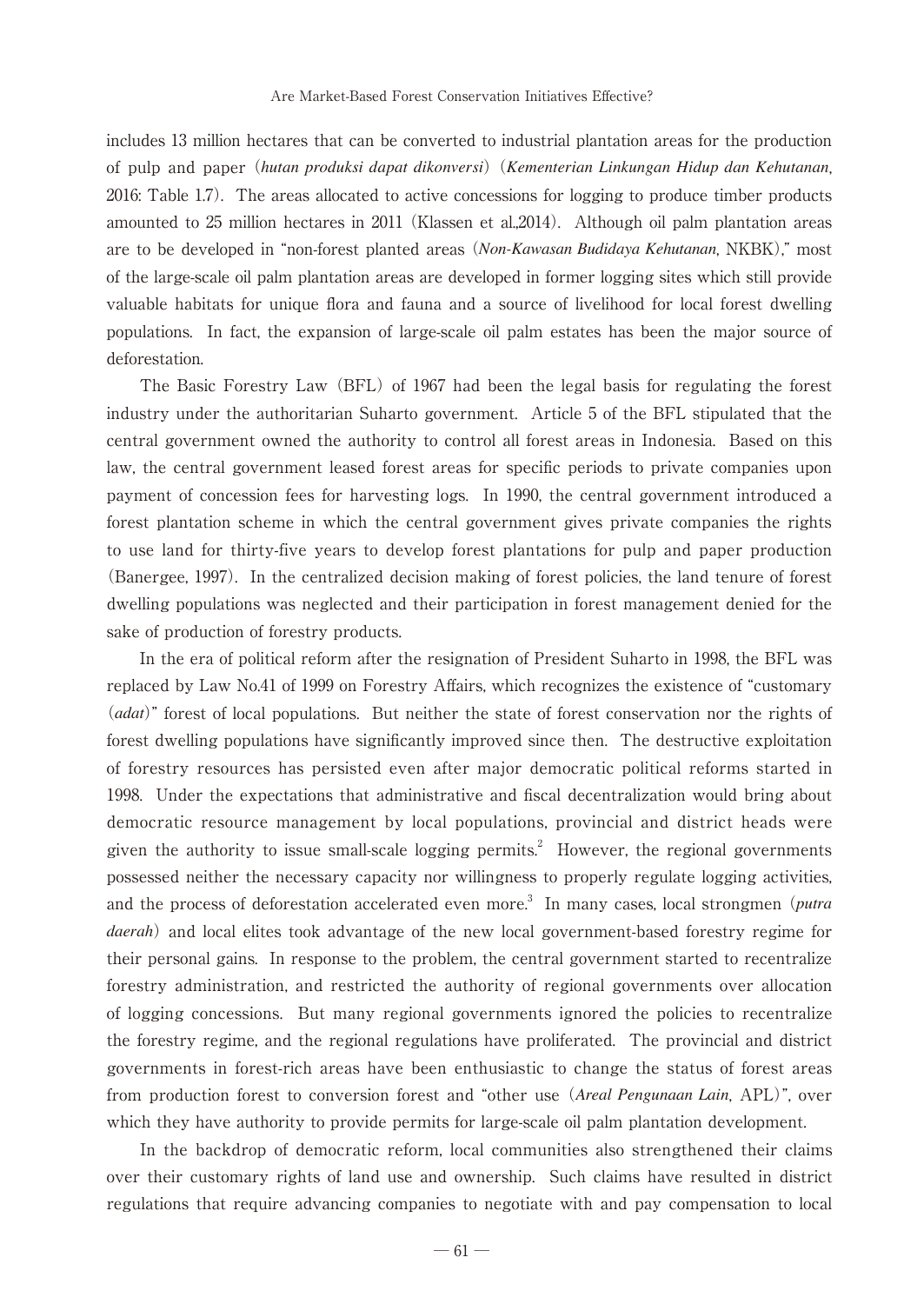includes 13 million hectares that can be converted to industrial plantation areas for the production of pulp and paper (*hutan produksi dapat dikonversi*) (*Kementerian Linkungan Hidup dan Kehutanan*, 2016: Table 1.7). The areas allocated to active concessions for logging to produce timber products amounted to 25 million hectares in 2011 (Klassen et al.,2014). Although oil palm plantation areas are to be developed in "non-forest planted areas (*Non-Kawasan Budidaya Kehutanan*, NKBK)," most of the large-scale oil palm plantation areas are developed in former logging sites which still provide valuable habitats for unique flora and fauna and a source of livelihood for local forest dwelling populations. In fact, the expansion of large-scale oil palm estates has been the major source of deforestation.

The Basic Forestry Law (BFL) of 1967 had been the legal basis for regulating the forest industry under the authoritarian Suharto government. Article 5 of the BFL stipulated that the central government owned the authority to control all forest areas in Indonesia. Based on this law, the central government leased forest areas for specific periods to private companies upon payment of concession fees for harvesting logs. In 1990, the central government introduced a forest plantation scheme in which the central government gives private companies the rights to use land for thirty-five years to develop forest plantations for pulp and paper production (Banergee, 1997). In the centralized decision making of forest policies, the land tenure of forest dwelling populations was neglected and their participation in forest management denied for the sake of production of forestry products.

In the era of political reform after the resignation of President Suharto in 1998, the BFL was replaced by Law No.41 of 1999 on Forestry Affairs, which recognizes the existence of "customary (*adat*)" forest of local populations. But neither the state of forest conservation nor the rights of forest dwelling populations have significantly improved since then. The destructive exploitation of forestry resources has persisted even after major democratic political reforms started in 1998. Under the expectations that administrative and fiscal decentralization would bring about democratic resource management by local populations, provincial and district heads were given the authority to issue small-scale logging permits.[2] However, the regional governments possessed neither the necessary capacity nor willingness to properly regulate logging activities, and the process of deforestation accelerated even more.[3] In many cases, local strongmen (*putra daerah*) and local elites took advantage of the new local government-based forestry regime for their personal gains. In response to the problem, the central government started to recentralize forestry administration, and restricted the authority of regional governments over allocation of logging concessions. But many regional governments ignored the policies to recentralize the forestry regime, and the regional regulations have proliferated. The provincial and district governments in forest-rich areas have been enthusiastic to change the status of forest areas from production forest to conversion forest and "other use (*Areal Pengunaan Lain*, APL)", over which they have authority to provide permits for large-scale oil palm plantation development.

In the backdrop of democratic reform, local communities also strengthened their claims over their customary rights of land use and ownership. Such claims have resulted in district regulations that require advancing companies to negotiate with and pay compensation to local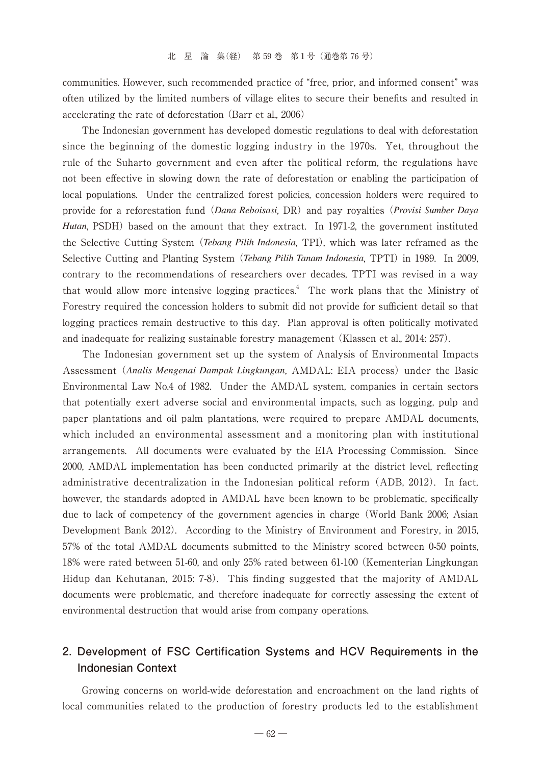communities. However, such recommended practice of "free, prior, and informed consent" was often utilized by the limited numbers of village elites to secure their benefits and resulted in accelerating the rate of deforestation (Barr et al., 2006)

The Indonesian government has developed domestic regulations to deal with deforestation since the beginning of the domestic logging industry in the 1970s. Yet, throughout the rule of the Suharto government and even after the political reform, the regulations have not been effective in slowing down the rate of deforestation or enabling the participation of local populations. Under the centralized forest policies, concession holders were required to provide for a reforestation fund (***Dana Reboisasi***, DR) and pay royalties (***Provisi Sumber Daya Hutan***, PSDH) based on the amount that they extract. In 1971-2, the government instituted the Selective Cutting System (***Tebang Pilih Indonesia***, TPI), which was later reframed as the Selective Cutting and Planting System (***Tebang Pilih Tanam Indonesia***, TPTI) in 1989. In 2009, contrary to the recommendations of researchers over decades, TPTI was revised in a way that would allow more intensive logging practices.[4] The work plans that the Ministry of Forestry required the concession holders to submit did not provide for sufficient detail so that logging practices remain destructive to this day. Plan approval is often politically motivated and inadequate for realizing sustainable forestry management (Klassen et al., 2014: 257).

The Indonesian government set up the system of Analysis of Environmental Impacts Assessment (***Analis Mengenai Dampak Lingkungan***, AMDAL: EIA process) under the Basic Environmental Law No.4 of 1982. Under the AMDAL system, companies in certain sectors that potentially exert adverse social and environmental impacts, such as logging, pulp and paper plantations and oil palm plantations, were required to prepare AMDAL documents, which included an environmental assessment and a monitoring plan with institutional arrangements. All documents were evaluated by the EIA Processing Commission. Since 2000, AMDAL implementation has been conducted primarily at the district level, reflecting administrative decentralization in the Indonesian political reform (ADB, 2012). In fact, however, the standards adopted in AMDAL have been known to be problematic, specifically due to lack of competency of the government agencies in charge (World Bank 2006; Asian Development Bank 2012). According to the Ministry of Environment and Forestry, in 2015, 57% of the total AMDAL documents submitted to the Ministry scored between 0-50 points, 18% were rated between 51-60, and only 25% rated between 61-100 (Kementerian Lingkungan Hidup dan Kehutanan, 2015: 7-8). This finding suggested that the majority of AMDAL documents were problematic, and therefore inadequate for correctly assessing the extent of environmental destruction that would arise from company operations.

## 2. Development of FSC Certification Systems and HCV Requirements in the Indonesian Context

Growing concerns on world-wide deforestation and encroachment on the land rights of local communities related to the production of forestry products led to the establishment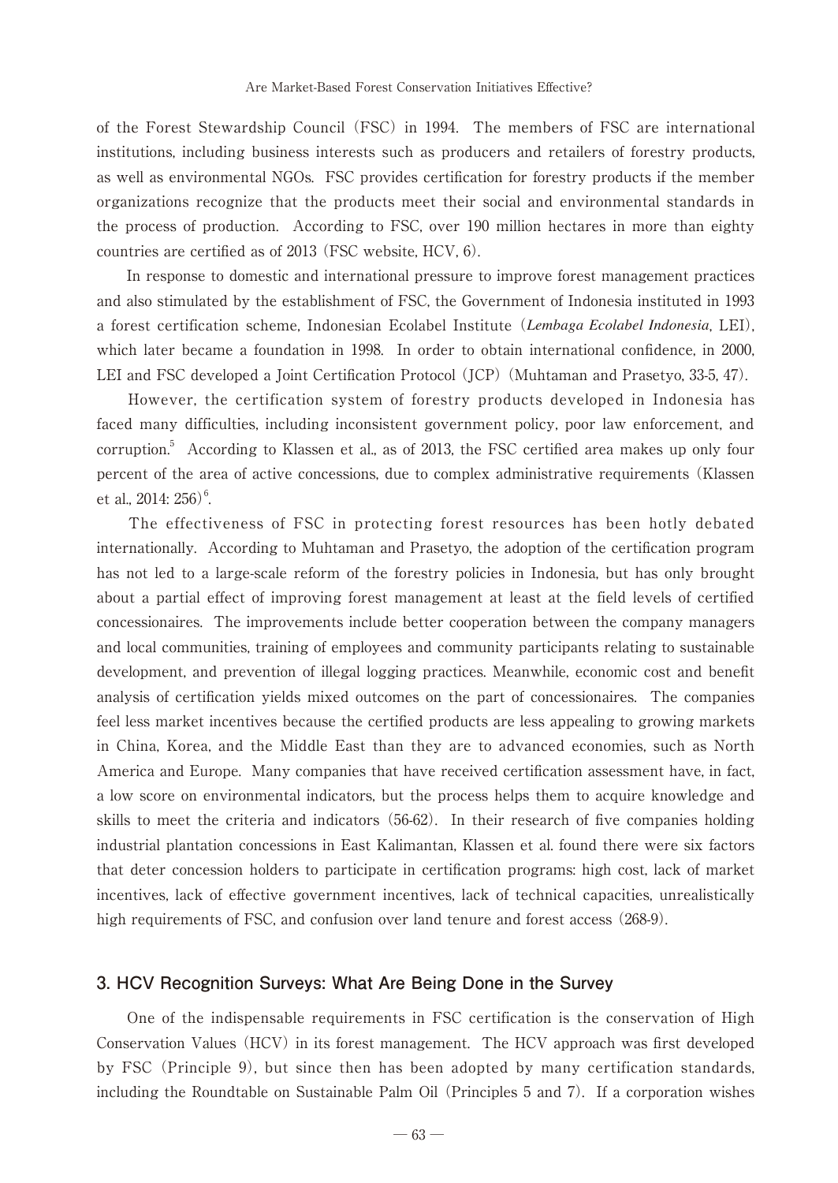of the Forest Stewardship Council (FSC) in 1994. The members of FSC are international institutions, including business interests such as producers and retailers of forestry products, as well as environmental NGOs. FSC provides certification for forestry products if the member organizations recognize that the products meet their social and environmental standards in the process of production. According to FSC, over 190 million hectares in more than eighty countries are certified as of 2013 (FSC website, HCV, 6).

In response to domestic and international pressure to improve forest management practices and also stimulated by the establishment of FSC, the Government of Indonesia instituted in 1993 a forest certification scheme, Indonesian Ecolabel Institute (*Lembaga Ecolabel Indonesia*, LEI), which later became a foundation in 1998. In order to obtain international confidence, in 2000, LEI and FSC developed a Joint Certification Protocol (JCP) (Muhtaman and Prasetyo, 33-5, 47).

However, the certification system of forestry products developed in Indonesia has faced many difficulties, including inconsistent government policy, poor law enforcement, and corruption.[5] According to Klassen et al., as of 2013, the FSC certified area makes up only four percent of the area of active concessions, due to complex administrative requirements (Klassen et al., 2014: 256)[6].

The effectiveness of FSC in protecting forest resources has been hotly debated internationally. According to Muhtaman and Prasetyo, the adoption of the certification program has not led to a large-scale reform of the forestry policies in Indonesia, but has only brought about a partial effect of improving forest management at least at the field levels of certified concessionaires. The improvements include better cooperation between the company managers and local communities, training of employees and community participants relating to sustainable development, and prevention of illegal logging practices. Meanwhile, economic cost and benefit analysis of certification yields mixed outcomes on the part of concessionaires. The companies feel less market incentives because the certified products are less appealing to growing markets in China, Korea, and the Middle East than they are to advanced economies, such as North America and Europe. Many companies that have received certification assessment have, in fact, a low score on environmental indicators, but the process helps them to acquire knowledge and skills to meet the criteria and indicators (56-62). In their research of five companies holding industrial plantation concessions in East Kalimantan, Klassen et al. found there were six factors that deter concession holders to participate in certification programs: high cost, lack of market incentives, lack of effective government incentives, lack of technical capacities, unrealistically high requirements of FSC, and confusion over land tenure and forest access (268-9).

## 3. HCV Recognition Surveys: What Are Being Done in the Survey

One of the indispensable requirements in FSC certification is the conservation of High Conservation Values (HCV) in its forest management. The HCV approach was first developed by FSC (Principle 9), but since then has been adopted by many certification standards, including the Roundtable on Sustainable Palm Oil (Principles 5 and 7). If a corporation wishes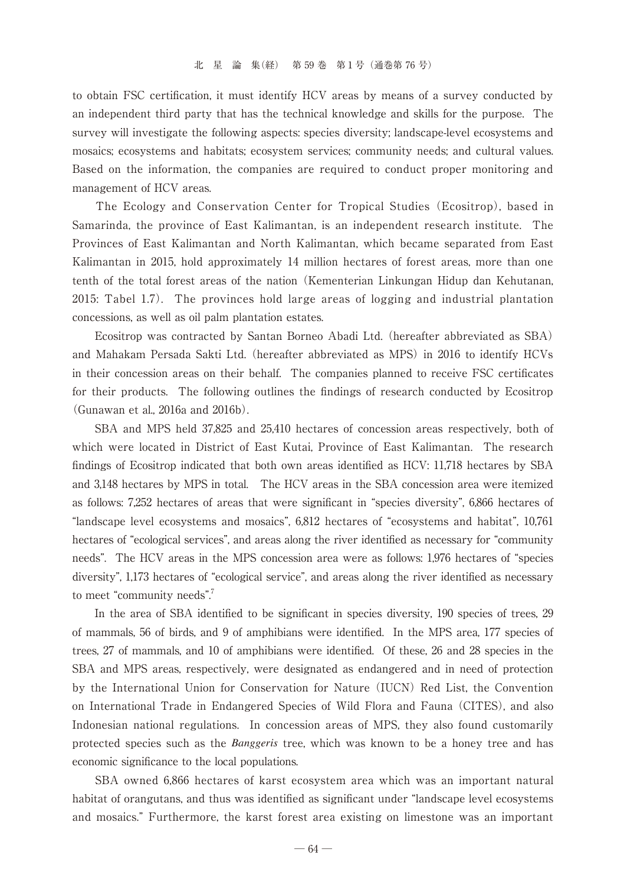to obtain FSC certification, it must identify HCV areas by means of a survey conducted by an independent third party that has the technical knowledge and skills for the purpose. The survey will investigate the following aspects: species diversity; landscape-level ecosystems and mosaics; ecosystems and habitats; ecosystem services; community needs; and cultural values. Based on the information, the companies are required to conduct proper monitoring and management of HCV areas.

The Ecology and Conservation Center for Tropical Studies (Ecositrop), based in Samarinda, the province of East Kalimantan, is an independent research institute. The Provinces of East Kalimantan and North Kalimantan, which became separated from East Kalimantan in 2015, hold approximately 14 million hectares of forest areas, more than one tenth of the total forest areas of the nation (Kementerian Linkungan Hidup dan Kehutanan, 2015: Tabel 1.7). The provinces hold large areas of logging and industrial plantation concessions, as well as oil palm plantation estates.

Ecositrop was contracted by Santan Borneo Abadi Ltd. (hereafter abbreviated as SBA) and Mahakam Persada Sakti Ltd. (hereafter abbreviated as MPS) in 2016 to identify HCVs in their concession areas on their behalf. The companies planned to receive FSC certificates for their products. The following outlines the findings of research conducted by Ecositrop (Gunawan et al., 2016a and 2016b).

SBA and MPS held 37,825 and 25,410 hectares of concession areas respectively, both of which were located in District of East Kutai, Province of East Kalimantan. The research findings of Ecositrop indicated that both own areas identified as HCV: 11,718 hectares by SBA and 3,148 hectares by MPS in total. The HCV areas in the SBA concession area were itemized as follows: 7,252 hectares of areas that were significant in "species diversity", 6,866 hectares of "landscape level ecosystems and mosaics", 6,812 hectares of "ecosystems and habitat", 10,761 hectares of "ecological services", and areas along the river identified as necessary for "community needs". The HCV areas in the MPS concession area were as follows: 1,976 hectares of "species diversity", 1,173 hectares of "ecological service", and areas along the river identified as necessary to meet "community needs".[7]

In the area of SBA identified to be significant in species diversity, 190 species of trees, 29 of mammals, 56 of birds, and 9 of amphibians were identified. In the MPS area, 177 species of trees, 27 of mammals, and 10 of amphibians were identified. Of these, 26 and 28 species in the SBA and MPS areas, respectively, were designated as endangered and in need of protection by the International Union for Conservation for Nature (IUCN) Red List, the Convention on International Trade in Endangered Species of Wild Flora and Fauna (CITES), and also Indonesian national regulations. In concession areas of MPS, they also found customarily protected species such as the *Banggeris* tree, which was known to be a honey tree and has economic significance to the local populations.

SBA owned 6,866 hectares of karst ecosystem area which was an important natural habitat of orangutans, and thus was identified as significant under "landscape level ecosystems and mosaics." Furthermore, the karst forest area existing on limestone was an important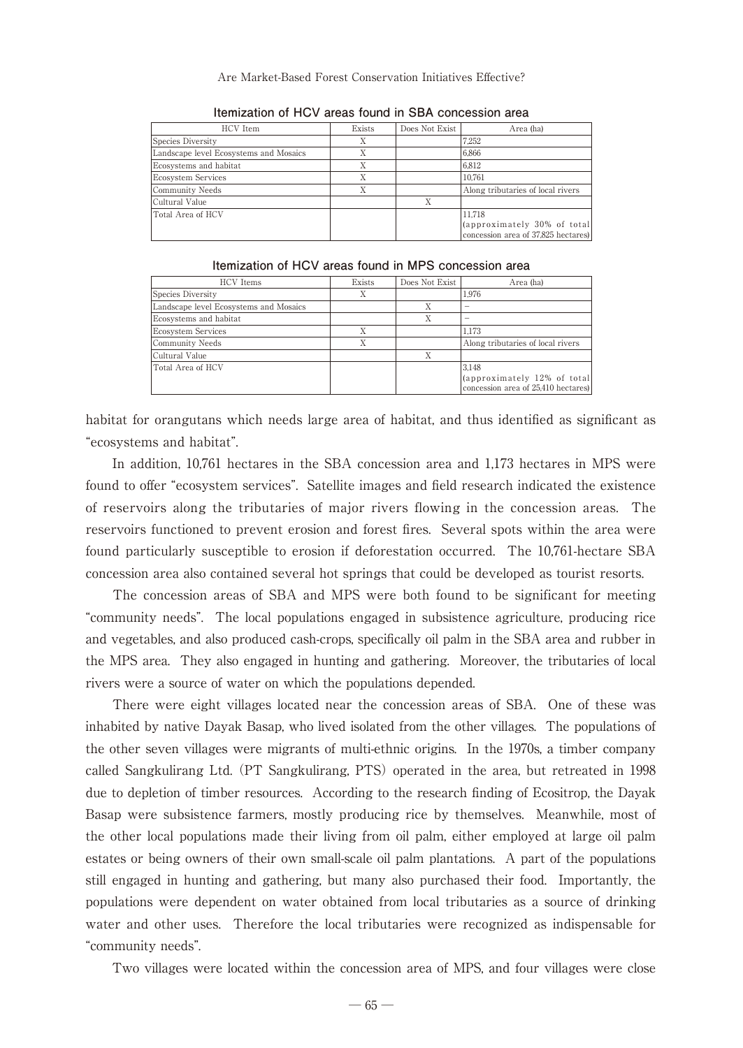**Itemization of HCV areas found in SBA concession area**

| HCV Item | Exists | Does Not Exist | Area (ha) |
|---|---|---|---|
| Species Diversity | X | | 7,252 |
| Landscape level Ecosystems and Mosaics | X | | 6,866 |
| Ecosystems and habitat | X | | 6,812 |
| Ecosystem Services | X | | 10,761 |
| Community Needs | X | | Along tributaries of local rivers |
| Cultural Value | | X | |
| Total Area of HCV | | | 11,718 (approximately 30% of total concession area of 37,825 hectares) |

**Itemization of HCV areas found in MPS concession area**

| HCV Items | Exists | Does Not Exist | Area (ha) |
|---|---|---|---|
| Species Diversity | X | | 1,976 |
| Landscape level Ecosystems and Mosaics | | X | – |
| Ecosystems and habitat | | X | – |
| Ecosystem Services | X | | 1,173 |
| Community Needs | X | | Along tributaries of local rivers |
| Cultural Value | | X | |
| Total Area of HCV | | | 3,148 (approximately 12% of total concession area of 25,410 hectares) |

habitat for orangutans which needs large area of habitat, and thus identified as significant as "ecosystems and habitat".

In addition, 10,761 hectares in the SBA concession area and 1,173 hectares in MPS were found to offer "ecosystem services". Satellite images and field research indicated the existence of reservoirs along the tributaries of major rivers flowing in the concession areas. The reservoirs functioned to prevent erosion and forest fires. Several spots within the area were found particularly susceptible to erosion if deforestation occurred. The 10,761-hectare SBA concession area also contained several hot springs that could be developed as tourist resorts.

The concession areas of SBA and MPS were both found to be significant for meeting "community needs". The local populations engaged in subsistence agriculture, producing rice and vegetables, and also produced cash-crops, specifically oil palm in the SBA area and rubber in the MPS area. They also engaged in hunting and gathering. Moreover, the tributaries of local rivers were a source of water on which the populations depended.

There were eight villages located near the concession areas of SBA. One of these was inhabited by native Dayak Basap, who lived isolated from the other villages. The populations of the other seven villages were migrants of multi-ethnic origins. In the 1970s, a timber company called Sangkulirang Ltd. (PT Sangkulirang, PTS) operated in the area, but retreated in 1998 due to depletion of timber resources. According to the research finding of Ecositrop, the Dayak Basap were subsistence farmers, mostly producing rice by themselves. Meanwhile, most of the other local populations made their living from oil palm, either employed at large oil palm estates or being owners of their own small-scale oil palm plantations. A part of the populations still engaged in hunting and gathering, but many also purchased their food. Importantly, the populations were dependent on water obtained from local tributaries as a source of drinking water and other uses. Therefore the local tributaries were recognized as indispensable for "community needs".

Two villages were located within the concession area of MPS, and four villages were close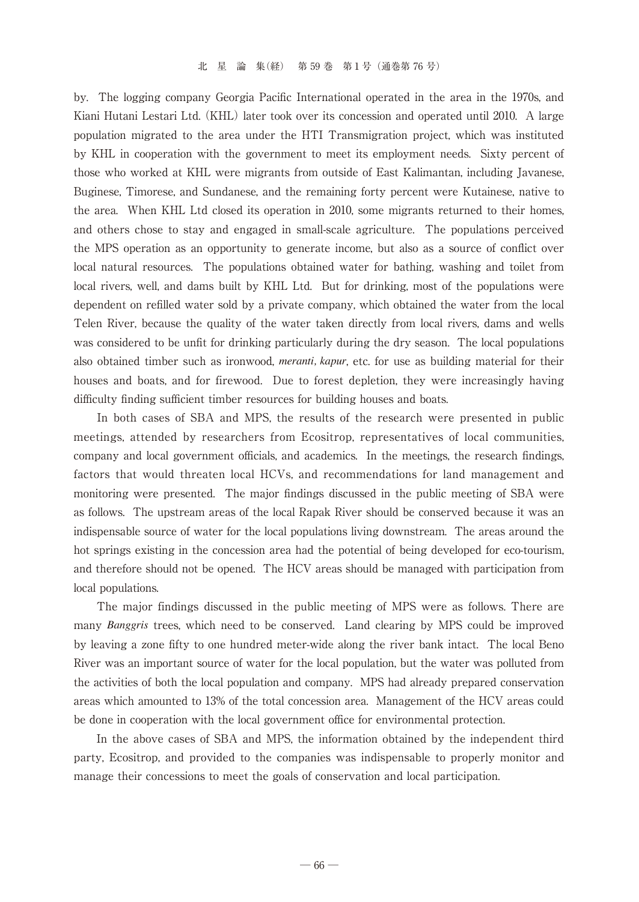by. The logging company Georgia Pacific International operated in the area in the 1970s, and Kiani Hutani Lestari Ltd. (KHL) later took over its concession and operated until 2010. A large population migrated to the area under the HTI Transmigration project, which was instituted by KHL in cooperation with the government to meet its employment needs. Sixty percent of those who worked at KHL were migrants from outside of East Kalimantan, including Javanese, Buginese, Timorese, and Sundanese, and the remaining forty percent were Kutainese, native to the area. When KHL Ltd closed its operation in 2010, some migrants returned to their homes, and others chose to stay and engaged in small-scale agriculture. The populations perceived the MPS operation as an opportunity to generate income, but also as a source of conflict over local natural resources. The populations obtained water for bathing, washing and toilet from local rivers, well, and dams built by KHL Ltd. But for drinking, most of the populations were dependent on refilled water sold by a private company, which obtained the water from the local Telen River, because the quality of the water taken directly from local rivers, dams and wells was considered to be unfit for drinking particularly during the dry season. The local populations also obtained timber such as ironwood, *meranti*, *kapur*, etc. for use as building material for their houses and boats, and for firewood. Due to forest depletion, they were increasingly having difficulty finding sufficient timber resources for building houses and boats.

In both cases of SBA and MPS, the results of the research were presented in public meetings, attended by researchers from Ecositrop, representatives of local communities, company and local government officials, and academics. In the meetings, the research findings, factors that would threaten local HCVs, and recommendations for land management and monitoring were presented. The major findings discussed in the public meeting of SBA were as follows. The upstream areas of the local Rapak River should be conserved because it was an indispensable source of water for the local populations living downstream. The areas around the hot springs existing in the concession area had the potential of being developed for eco-tourism, and therefore should not be opened. The HCV areas should be managed with participation from local populations.

The major findings discussed in the public meeting of MPS were as follows. There are many *Banggris* trees, which need to be conserved. Land clearing by MPS could be improved by leaving a zone fifty to one hundred meter-wide along the river bank intact. The local Beno River was an important source of water for the local population, but the water was polluted from the activities of both the local population and company. MPS had already prepared conservation areas which amounted to 13% of the total concession area. Management of the HCV areas could be done in cooperation with the local government office for environmental protection.

In the above cases of SBA and MPS, the information obtained by the independent third party, Ecositrop, and provided to the companies was indispensable to properly monitor and manage their concessions to meet the goals of conservation and local participation.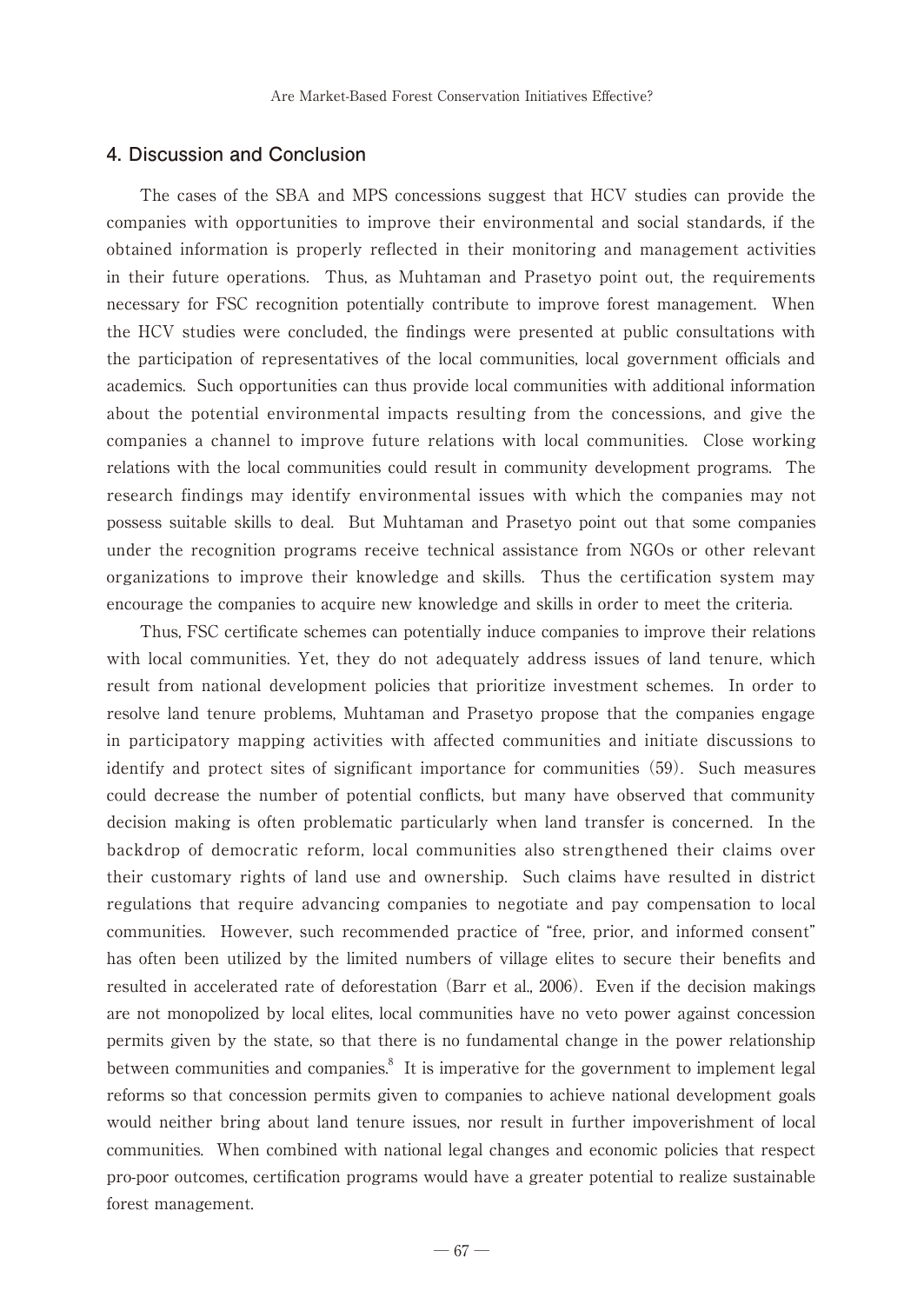## 4. Discussion and Conclusion

The cases of the SBA and MPS concessions suggest that HCV studies can provide the companies with opportunities to improve their environmental and social standards, if the obtained information is properly reflected in their monitoring and management activities in their future operations. Thus, as Muhtaman and Prasetyo point out, the requirements necessary for FSC recognition potentially contribute to improve forest management. When the HCV studies were concluded, the findings were presented at public consultations with the participation of representatives of the local communities, local government officials and academics. Such opportunities can thus provide local communities with additional information about the potential environmental impacts resulting from the concessions, and give the companies a channel to improve future relations with local communities. Close working relations with the local communities could result in community development programs. The research findings may identify environmental issues with which the companies may not possess suitable skills to deal. But Muhtaman and Prasetyo point out that some companies under the recognition programs receive technical assistance from NGOs or other relevant organizations to improve their knowledge and skills. Thus the certification system may encourage the companies to acquire new knowledge and skills in order to meet the criteria.

Thus, FSC certificate schemes can potentially induce companies to improve their relations with local communities. Yet, they do not adequately address issues of land tenure, which result from national development policies that prioritize investment schemes. In order to resolve land tenure problems, Muhtaman and Prasetyo propose that the companies engage in participatory mapping activities with affected communities and initiate discussions to identify and protect sites of significant importance for communities (59). Such measures could decrease the number of potential conflicts, but many have observed that community decision making is often problematic particularly when land transfer is concerned. In the backdrop of democratic reform, local communities also strengthened their claims over their customary rights of land use and ownership. Such claims have resulted in district regulations that require advancing companies to negotiate and pay compensation to local communities. However, such recommended practice of "free, prior, and informed consent" has often been utilized by the limited numbers of village elites to secure their benefits and resulted in accelerated rate of deforestation (Barr et al., 2006). Even if the decision makings are not monopolized by local elites, local communities have no veto power against concession permits given by the state, so that there is no fundamental change in the power relationship between communities and companies.[8] It is imperative for the government to implement legal reforms so that concession permits given to companies to achieve national development goals would neither bring about land tenure issues, nor result in further impoverishment of local communities. When combined with national legal changes and economic policies that respect pro-poor outcomes, certification programs would have a greater potential to realize sustainable forest management.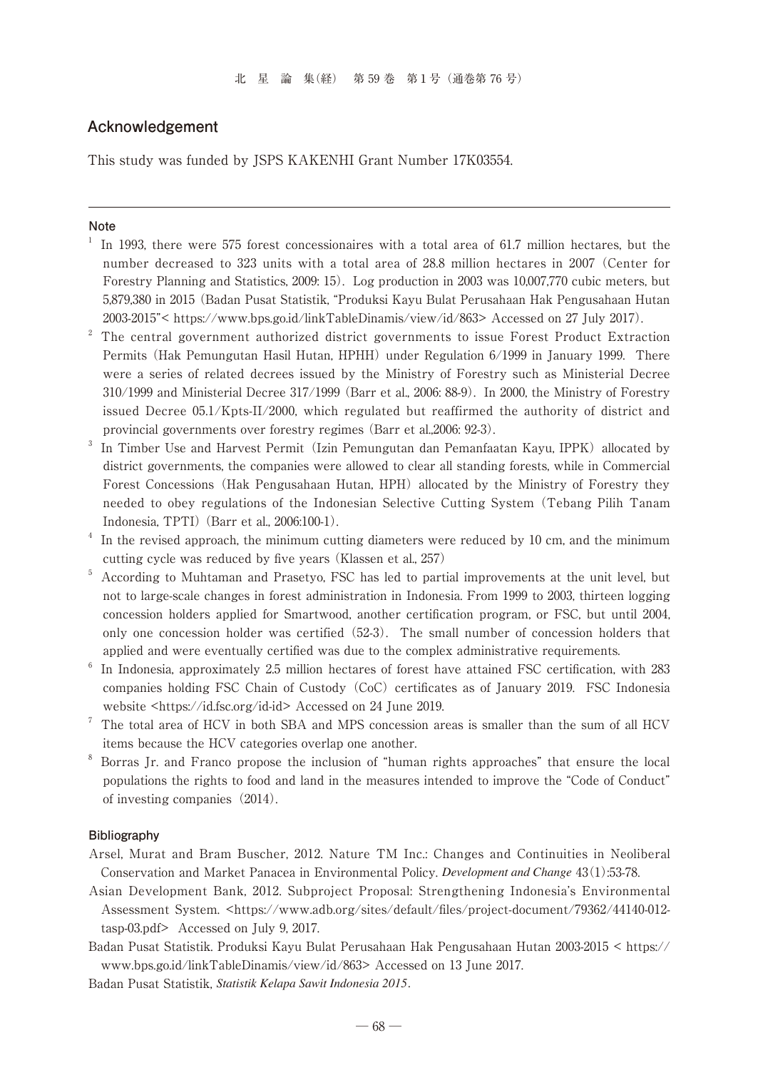## Acknowledgement

This study was funded by JSPS KAKENHI Grant Number 17K03554.

---

**Note**

[1] In 1993, there were 575 forest concessionaires with a total area of 61.7 million hectares, but the number decreased to 323 units with a total area of 28.8 million hectares in 2007 (Center for Forestry Planning and Statistics, 2009: 15). Log production in 2003 was 10,007,770 cubic meters, but 5,879,380 in 2015 (Badan Pusat Statistik, "Produksi Kayu Bulat Perusahaan Hak Pengusahaan Hutan 2003-2015"< https://www.bps.go.id/linkTableDinamis/view/id/863> Accessed on 27 July 2017).

[2] The central government authorized district governments to issue Forest Product Extraction Permits (Hak Pemungutan Hasil Hutan, HPHH) under Regulation 6/1999 in January 1999. There were a series of related decrees issued by the Ministry of Forestry such as Ministerial Decree 310/1999 and Ministerial Decree 317/1999 (Barr et al., 2006: 88-9). In 2000, the Ministry of Forestry issued Decree 05.1/Kpts-II/2000, which regulated but reaffirmed the authority of district and provincial governments over forestry regimes (Barr et al.,2006: 92-3).

[3] In Timber Use and Harvest Permit (Izin Pemungutan dan Pemanfaatan Kayu, IPPK) allocated by district governments, the companies were allowed to clear all standing forests, while in Commercial Forest Concessions (Hak Pengusahaan Hutan, HPH) allocated by the Ministry of Forestry they needed to obey regulations of the Indonesian Selective Cutting System (Tebang Pilih Tanam Indonesia, TPTI) (Barr et al., 2006:100-1).

[4] In the revised approach, the minimum cutting diameters were reduced by 10 cm, and the minimum cutting cycle was reduced by five years (Klassen et al., 257)

[5] According to Muhtaman and Prasetyo, FSC has led to partial improvements at the unit level, but not to large-scale changes in forest administration in Indonesia. From 1999 to 2003, thirteen logging concession holders applied for Smartwood, another certification program, or FSC, but until 2004, only one concession holder was certified (52-3). The small number of concession holders that applied and were eventually certified was due to the complex administrative requirements.

[6] In Indonesia, approximately 2.5 million hectares of forest have attained FSC certification, with 283 companies holding FSC Chain of Custody (CoC) certificates as of January 2019. FSC Indonesia website <https://id.fsc.org/id-id> Accessed on 24 June 2019.

[7] The total area of HCV in both SBA and MPS concession areas is smaller than the sum of all HCV items because the HCV categories overlap one another.

[8] Borras Jr. and Franco propose the inclusion of "human rights approaches" that ensure the local populations the rights to food and land in the measures intended to improve the "Code of Conduct" of investing companies (2014).

**Bibliography**

Arsel, Murat and Bram Buscher, 2012. Nature TM Inc.: Changes and Continuities in Neoliberal Conservation and Market Panacea in Environmental Policy. *Development and Change* 43(1):53-78.

Asian Development Bank, 2012. Subproject Proposal: Strengthening Indonesia's Environmental Assessment System. <https://www.adb.org/sites/default/files/project-document/79362/44140-012-tasp-03.pdf> Accessed on July 9, 2017.

Badan Pusat Statistik. Produksi Kayu Bulat Perusahaan Hak Pengusahaan Hutan 2003-2015 < https://www.bps.go.id/linkTableDinamis/view/id/863> Accessed on 13 June 2017.

Badan Pusat Statistik, *Statistik Kelapa Sawit Indonesia 2015*.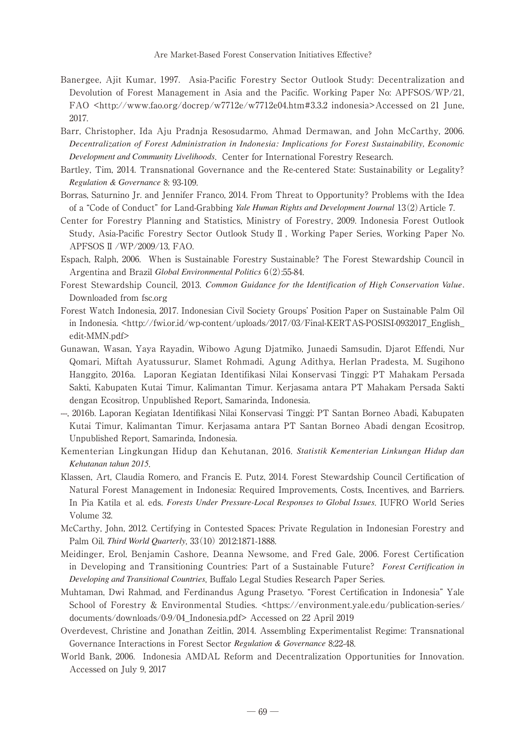Banergee, Ajit Kumar, 1997. Asia-Pacific Forestry Sector Outlook Study: Decentralization and Devolution of Forest Management in Asia and the Pacific. Working Paper No: APFSOS/WP/21, FAO <http://www.fao.org/docrep/w7712e/w7712e04.htm#3.3.2 indonesia>Accessed on 21 June, 2017.

Barr, Christopher, Ida Aju Pradnja Resosudarmo, Ahmad Dermawan, and John McCarthy, 2006. ***Decentralization of Forest Administration in Indonesia: Implications for Forest Sustainability, Economic Development and Community Livelihoods***. Center for International Forestry Research.

Bartley, Tim, 2014. Transnational Governance and the Re-centered State: Sustainability or Legality? ***Regulation & Governance*** 8: 93-109.

Borras, Saturnino Jr. and Jennifer Franco, 2014. From Threat to Opportunity? Problems with the Idea of a "Code of Conduct" for Land-Grabbing ***Yale Human Rights and Development Journal*** 13(2) Article 7.

Center for Forestry Planning and Statistics, Ministry of Forestry, 2009. Indonesia Forest Outlook Study, Asia-Pacific Forestry Sector Outlook Study Ⅱ, Working Paper Series, Working Paper No. APFSOS Ⅱ /WP/2009/13, FAO.

Espach, Ralph, 2006. When is Sustainable Forestry Sustainable? The Forest Stewardship Council in Argentina and Brazil ***Global Environmental Politics*** 6(2):55-84.

Forest Stewardship Council, 2013. ***Common Guidance for the Identification of High Conservation Value***. Downloaded from fsc.org

Forest Watch Indonesia, 2017. Indonesian Civil Society Groups' Position Paper on Sustainable Palm Oil in Indonesia. <http://fwi.or.id/wp-content/uploads/2017/03/Final-KERTAS-POSISI-0932017_English_edit-MMN.pdf>

Gunawan, Wasan, Yaya Rayadin, Wibowo Agung Djatmiko, Junaedi Samsudin, Djarot Effendi, Nur Qomari, Miftah Ayatussurur, Slamet Rohmadi, Agung Adithya, Herlan Pradesta, M. Sugihono Hanggito, 2016a. Laporan Kegiatan Identifikasi Nilai Konservasi Tinggi: PT Mahakam Persada Sakti, Kabupaten Kutai Timur, Kalimantan Timur. Kerjasama antara PT Mahakam Persada Sakti dengan Ecositrop, Unpublished Report, Samarinda, Indonesia.

---, 2016b. Laporan Kegiatan Identifikasi Nilai Konservasi Tinggi: PT Santan Borneo Abadi, Kabupaten Kutai Timur, Kalimantan Timur. Kerjasama antara PT Santan Borneo Abadi dengan Ecositrop, Unpublished Report, Samarinda, Indonesia.

Kementerian Lingkungan Hidup dan Kehutanan, 2016. ***Statistik Kementerian Linkungan Hidup dan Kehutanan tahun 2015***.

Klassen, Art, Claudia Romero, and Francis E. Putz, 2014. Forest Stewardship Council Certification of Natural Forest Management in Indonesia: Required Improvements, Costs, Incentives, and Barriers. In Pia Katila et al. eds. ***Forests Under Pressure-Local Responses to Global Issues***. IUFRO World Series Volume 32.

McCarthy, John, 2012. Certifying in Contested Spaces: Private Regulation in Indonesian Forestry and Palm Oil. ***Third World Quarterly***, 33(10) 2012:1871-1888.

Meidinger, Erol, Benjamin Cashore, Deanna Newsome, and Fred Gale, 2006. Forest Certification in Developing and Transitioning Countries: Part of a Sustainable Future? ***Forest Certification in Developing and Transitional Countries***, Buffalo Legal Studies Research Paper Series.

Muhtaman, Dwi Rahmad, and Ferdinandus Agung Prasetyo. "Forest Certification in Indonesia" Yale School of Forestry & Environmental Studies. <https://environment.yale.edu/publication-series/documents/downloads/0-9/04_Indonesia.pdf> Accessed on 22 April 2019

Overdevest, Christine and Jonathan Zeitlin, 2014. Assembling Experimentalist Regime: Transnational Governance Interactions in Forest Sector ***Regulation & Governance*** 8:22-48.

World Bank, 2006. Indonesia AMDAL Reform and Decentralization Opportunities for Innovation. Accessed on July 9, 2017